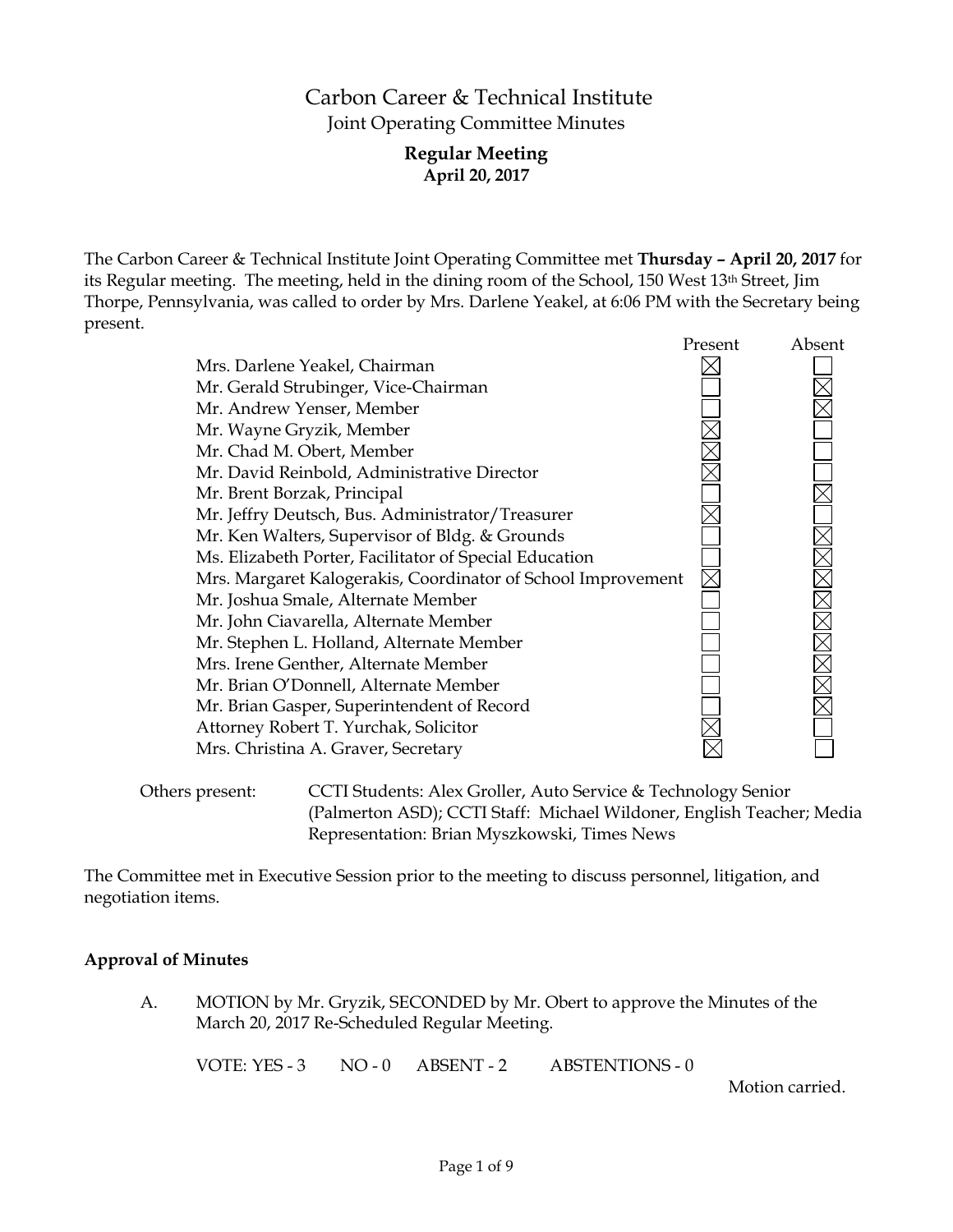# Carbon Career & Technical Institute

## Joint Operating Committee Minutes

### Regular Meeting
### April 20, 2017

The Carbon Career & Technical Institute Joint Operating Committee met **Thursday – April 20, 2017** for its Regular meeting. The meeting, held in the dining room of the School, 150 West 13th Street, Jim Thorpe, Pennsylvania, was called to order by Mrs. Darlene Yeakel, at 6:06 PM with the Secretary being present.

| | Present | Absent |
|---|---|---|
| Mrs. Darlene Yeakel, Chairman | ☒ | ☐ |
| Mr. Gerald Strubinger, Vice-Chairman | ☐ | ☒ |
| Mr. Andrew Yenser, Member | ☐ | ☒ |
| Mr. Wayne Gryzik, Member | ☒ | ☐ |
| Mr. Chad M. Obert, Member | ☒ | ☐ |
| Mr. David Reinbold, Administrative Director | ☒ | ☐ |
| Mr. Brent Borzak, Principal | ☐ | ☒ |
| Mr. Jeffry Deutsch, Bus. Administrator/Treasurer | ☒ | ☐ |
| Mr. Ken Walters, Supervisor of Bldg. & Grounds | ☐ | ☒ |
| Ms. Elizabeth Porter, Facilitator of Special Education | ☐ | ☒ |
| Mrs. Margaret Kalogerakis, Coordinator of School Improvement | ☒ | ☒ |
| Mr. Joshua Smale, Alternate Member | ☐ | ☒ |
| Mr. John Ciavarella, Alternate Member | ☐ | ☒ |
| Mr. Stephen L. Holland, Alternate Member | ☐ | ☒ |
| Mrs. Irene Genther, Alternate Member | ☐ | ☒ |
| Mr. Brian O'Donnell, Alternate Member | ☐ | ☒ |
| Mr. Brian Gasper, Superintendent of Record | ☐ | ☒ |
| Attorney Robert T. Yurchak, Solicitor | ☒ | ☐ |
| Mrs. Christina A. Graver, Secretary | ☒ | ☐ |

Others present: CCTI Students: Alex Groller, Auto Service & Technology Senior (Palmerton ASD); CCTI Staff: Michael Wildoner, English Teacher; Media Representation: Brian Myszkowski, Times News

The Committee met in Executive Session prior to the meeting to discuss personnel, litigation, and negotiation items.

**Approval of Minutes**

A. MOTION by Mr. Gryzik, SECONDED by Mr. Obert to approve the Minutes of the March 20, 2017 Re-Scheduled Regular Meeting.

VOTE: YES - 3 NO - 0 ABSENT - 2 ABSTENTIONS - 0

Motion carried.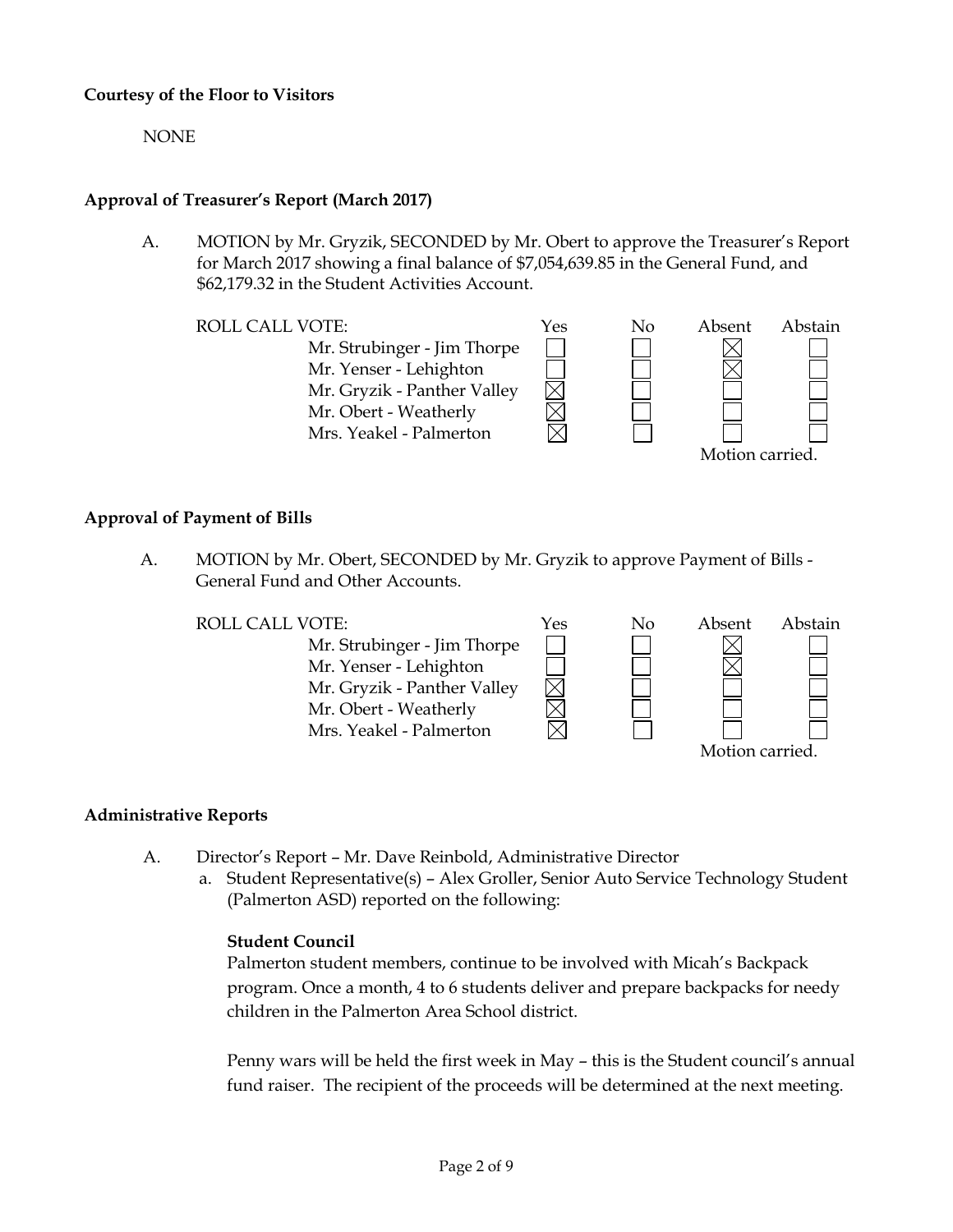**Courtesy of the Floor to Visitors**

NONE

**Approval of Treasurer's Report (March 2017)**

A. MOTION by Mr. Gryzik, SECONDED by Mr. Obert to approve the Treasurer's Report for March 2017 showing a final balance of $7,054,639.85 in the General Fund, and $62,179.32 in the Student Activities Account.

| ROLL CALL VOTE: | Yes | No | Absent | Abstain |
|---|---|---|---|---|
| Mr. Strubinger - Jim Thorpe | ☐ | ☐ | ☒ | ☐ |
| Mr. Yenser - Lehighton | ☐ | ☐ | ☒ | ☐ |
| Mr. Gryzik - Panther Valley | ☒ | ☐ | ☐ | ☐ |
| Mr. Obert - Weatherly | ☒ | ☐ | ☐ | ☐ |
| Mrs. Yeakel - Palmerton | ☒ | ☐ | ☐ | ☐ |

Motion carried.

**Approval of Payment of Bills**

A. MOTION by Mr. Obert, SECONDED by Mr. Gryzik to approve Payment of Bills - General Fund and Other Accounts.

| ROLL CALL VOTE: | Yes | No | Absent | Abstain |
|---|---|---|---|---|
| Mr. Strubinger - Jim Thorpe | ☐ | ☐ | ☒ | ☐ |
| Mr. Yenser - Lehighton | ☐ | ☐ | ☒ | ☐ |
| Mr. Gryzik - Panther Valley | ☒ | ☐ | ☐ | ☐ |
| Mr. Obert - Weatherly | ☒ | ☐ | ☐ | ☐ |
| Mrs. Yeakel - Palmerton | ☒ | ☐ | ☐ | ☐ |

Motion carried.

**Administrative Reports**

A. Director's Report – Mr. Dave Reinbold, Administrative Director

a. Student Representative(s) – Alex Groller, Senior Auto Service Technology Student (Palmerton ASD) reported on the following:

**Student Council**

Palmerton student members, continue to be involved with Micah's Backpack program. Once a month, 4 to 6 students deliver and prepare backpacks for needy children in the Palmerton Area School district.

Penny wars will be held the first week in May – this is the Student council's annual fund raiser. The recipient of the proceeds will be determined at the next meeting.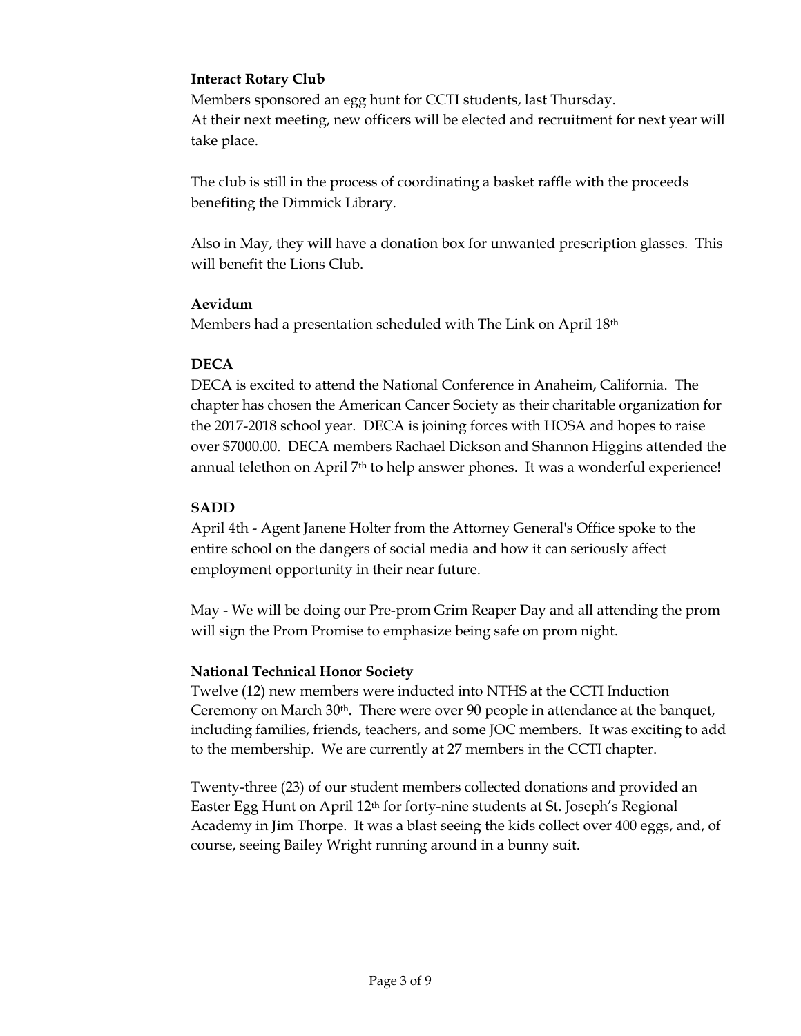**Interact Rotary Club**

Members sponsored an egg hunt for CCTI students, last Thursday.
At their next meeting, new officers will be elected and recruitment for next year will take place.

The club is still in the process of coordinating a basket raffle with the proceeds benefiting the Dimmick Library.

Also in May, they will have a donation box for unwanted prescription glasses. This will benefit the Lions Club.

**Aevidum**

Members had a presentation scheduled with The Link on April 18th

**DECA**

DECA is excited to attend the National Conference in Anaheim, California. The chapter has chosen the American Cancer Society as their charitable organization for the 2017-2018 school year. DECA is joining forces with HOSA and hopes to raise over $7000.00. DECA members Rachael Dickson and Shannon Higgins attended the annual telethon on April 7th to help answer phones. It was a wonderful experience!

**SADD**

April 4th - Agent Janene Holter from the Attorney General's Office spoke to the entire school on the dangers of social media and how it can seriously affect employment opportunity in their near future.

May - We will be doing our Pre-prom Grim Reaper Day and all attending the prom will sign the Prom Promise to emphasize being safe on prom night.

**National Technical Honor Society**

Twelve (12) new members were inducted into NTHS at the CCTI Induction Ceremony on March 30th. There were over 90 people in attendance at the banquet, including families, friends, teachers, and some JOC members. It was exciting to add to the membership. We are currently at 27 members in the CCTI chapter.

Twenty-three (23) of our student members collected donations and provided an Easter Egg Hunt on April 12th for forty-nine students at St. Joseph's Regional Academy in Jim Thorpe. It was a blast seeing the kids collect over 400 eggs, and, of course, seeing Bailey Wright running around in a bunny suit.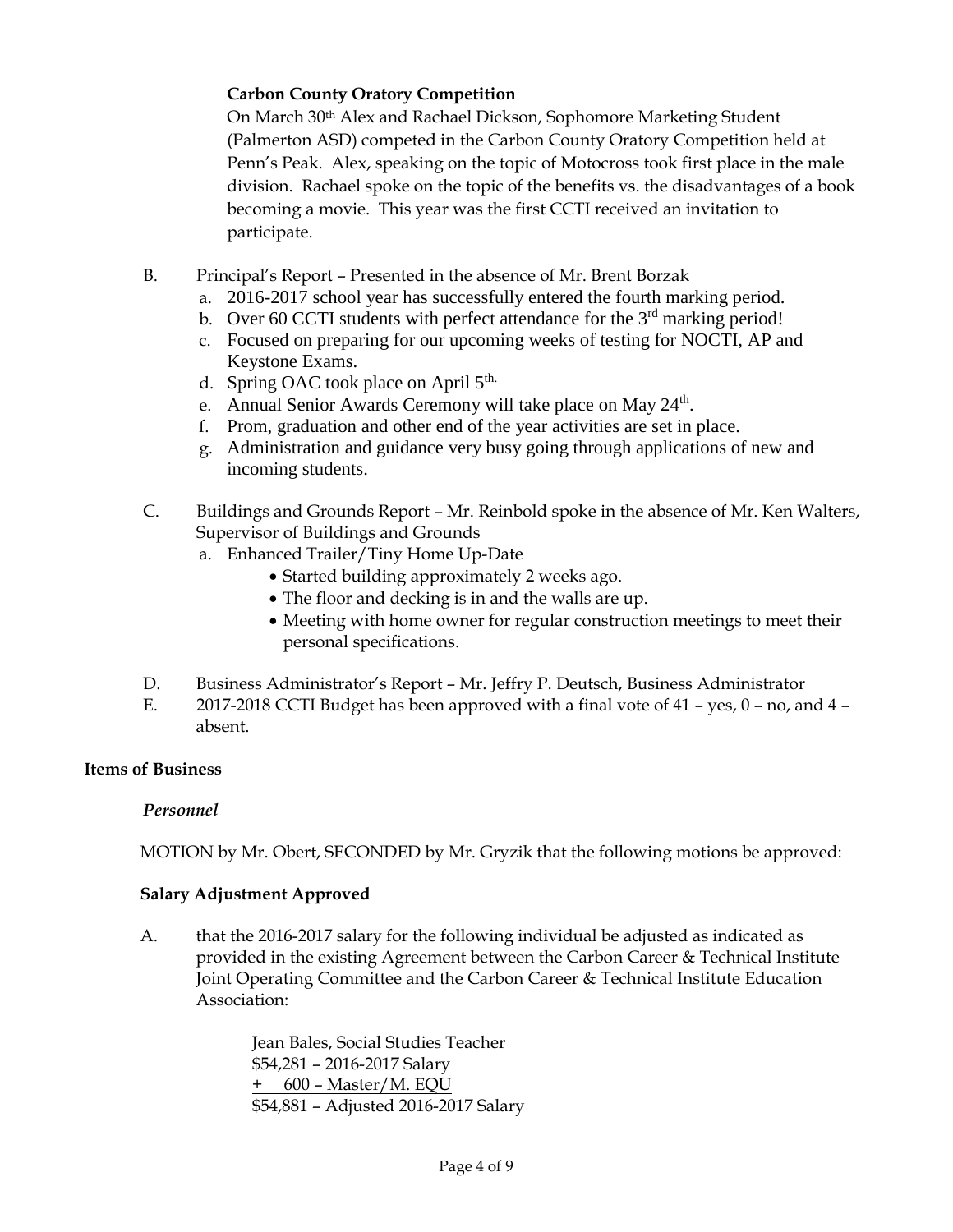**Carbon County Oratory Competition**

On March 30th Alex and Rachael Dickson, Sophomore Marketing Student (Palmerton ASD) competed in the Carbon County Oratory Competition held at Penn's Peak. Alex, speaking on the topic of Motocross took first place in the male division. Rachael spoke on the topic of the benefits vs. the disadvantages of a book becoming a movie. This year was the first CCTI received an invitation to participate.

B. Principal's Report – Presented in the absence of Mr. Brent Borzak
   a. 2016-2017 school year has successfully entered the fourth marking period.
   b. Over 60 CCTI students with perfect attendance for the 3rd marking period!
   c. Focused on preparing for our upcoming weeks of testing for NOCTI, AP and Keystone Exams.
   d. Spring OAC took place on April 5th.
   e. Annual Senior Awards Ceremony will take place on May 24th.
   f. Prom, graduation and other end of the year activities are set in place.
   g. Administration and guidance very busy going through applications of new and incoming students.

C. Buildings and Grounds Report – Mr. Reinbold spoke in the absence of Mr. Ken Walters, Supervisor of Buildings and Grounds
   a. Enhanced Trailer/Tiny Home Up-Date
      - Started building approximately 2 weeks ago.
      - The floor and decking is in and the walls are up.
      - Meeting with home owner for regular construction meetings to meet their personal specifications.

D. Business Administrator's Report – Mr. Jeffry P. Deutsch, Business Administrator

E. 2017-2018 CCTI Budget has been approved with a final vote of 41 – yes, 0 – no, and 4 – absent.

**Items of Business**

***Personnel***

MOTION by Mr. Obert, SECONDED by Mr. Gryzik that the following motions be approved:

**Salary Adjustment Approved**

A. that the 2016-2017 salary for the following individual be adjusted as indicated as provided in the existing Agreement between the Carbon Career & Technical Institute Joint Operating Committee and the Carbon Career & Technical Institute Education Association:

   Jean Bales, Social Studies Teacher
   $54,281 – 2016-2017 Salary
   \+ 600 – Master/M. EQU
   $54,881 – Adjusted 2016-2017 Salary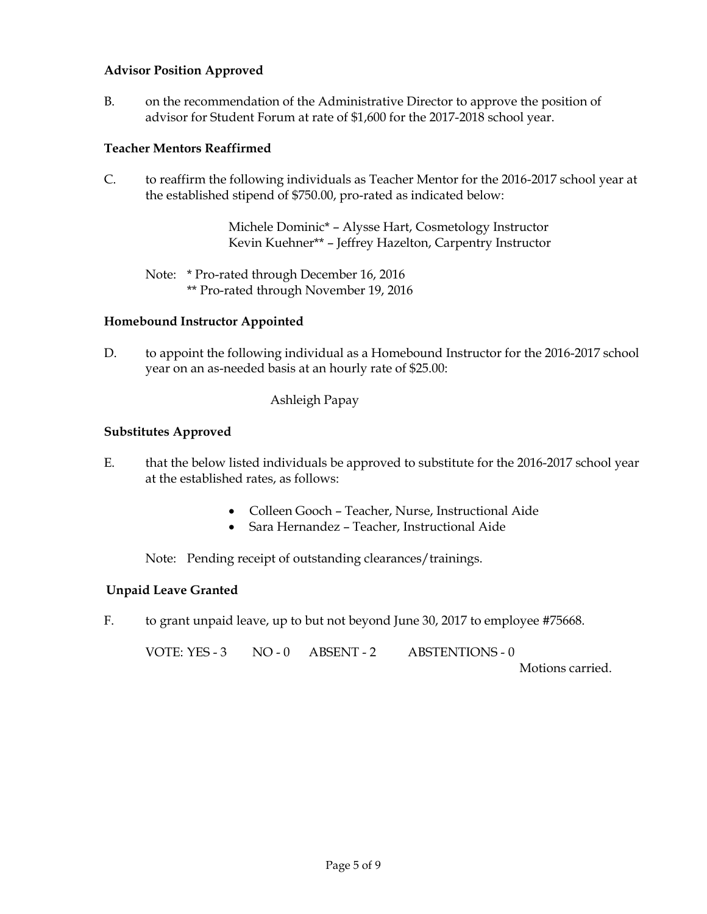**Advisor Position Approved**

B. on the recommendation of the Administrative Director to approve the position of advisor for Student Forum at rate of $1,600 for the 2017-2018 school year.

**Teacher Mentors Reaffirmed**

C. to reaffirm the following individuals as Teacher Mentor for the 2016-2017 school year at the established stipend of $750.00, pro-rated as indicated below:

Michele Dominic* – Alysse Hart, Cosmetology Instructor
Kevin Kuehner** – Jeffrey Hazelton, Carpentry Instructor

Note: * Pro-rated through December 16, 2016
** Pro-rated through November 19, 2016

**Homebound Instructor Appointed**

D. to appoint the following individual as a Homebound Instructor for the 2016-2017 school year on an as-needed basis at an hourly rate of $25.00:

Ashleigh Papay

**Substitutes Approved**

E. that the below listed individuals be approved to substitute for the 2016-2017 school year at the established rates, as follows:

- Colleen Gooch – Teacher, Nurse, Instructional Aide
- Sara Hernandez – Teacher, Instructional Aide

Note: Pending receipt of outstanding clearances/trainings.

**Unpaid Leave Granted**

F. to grant unpaid leave, up to but not beyond June 30, 2017 to employee #75668.

VOTE: YES - 3 NO - 0 ABSENT - 2 ABSTENTIONS - 0

Motions carried.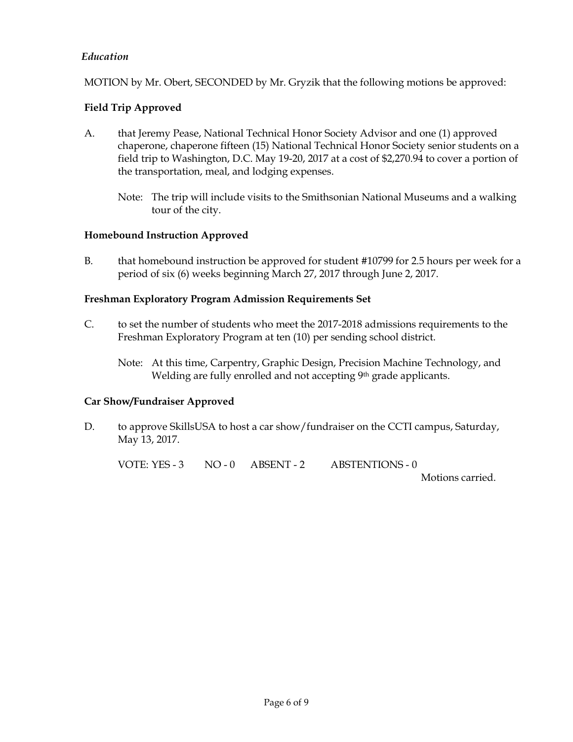*Education*

MOTION by Mr. Obert, SECONDED by Mr. Gryzik that the following motions be approved:

**Field Trip Approved**

A. that Jeremy Pease, National Technical Honor Society Advisor and one (1) approved chaperone, chaperone fifteen (15) National Technical Honor Society senior students on a field trip to Washington, D.C. May 19-20, 2017 at a cost of $2,270.94 to cover a portion of the transportation, meal, and lodging expenses.

Note: The trip will include visits to the Smithsonian National Museums and a walking tour of the city.

**Homebound Instruction Approved**

B. that homebound instruction be approved for student #10799 for 2.5 hours per week for a period of six (6) weeks beginning March 27, 2017 through June 2, 2017.

**Freshman Exploratory Program Admission Requirements Set**

C. to set the number of students who meet the 2017-2018 admissions requirements to the Freshman Exploratory Program at ten (10) per sending school district.

Note: At this time, Carpentry, Graphic Design, Precision Machine Technology, and Welding are fully enrolled and not accepting 9th grade applicants.

**Car Show/Fundraiser Approved**

D. to approve SkillsUSA to host a car show/fundraiser on the CCTI campus, Saturday, May 13, 2017.

VOTE: YES - 3 NO - 0 ABSENT - 2 ABSTENTIONS - 0

Motions carried.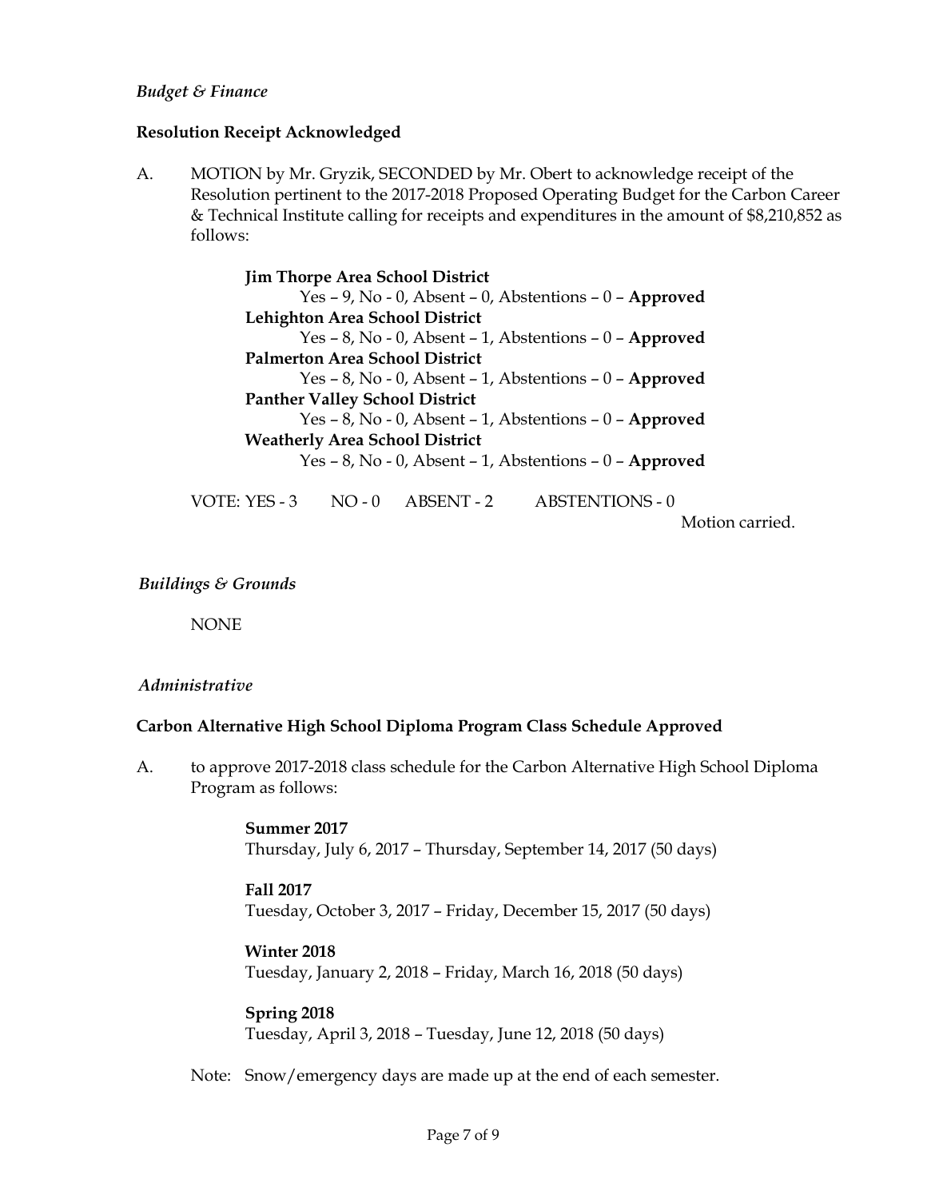*Budget & Finance*

**Resolution Receipt Acknowledged**

A. MOTION by Mr. Gryzik, SECONDED by Mr. Obert to acknowledge receipt of the Resolution pertinent to the 2017-2018 Proposed Operating Budget for the Carbon Career & Technical Institute calling for receipts and expenditures in the amount of $8,210,852 as follows:

**Jim Thorpe Area School District**
Yes – 9, No - 0, Absent – 0, Abstentions – 0 – **Approved**
**Lehighton Area School District**
Yes – 8, No - 0, Absent – 1, Abstentions – 0 – **Approved**
**Palmerton Area School District**
Yes – 8, No - 0, Absent – 1, Abstentions – 0 – **Approved**
**Panther Valley School District**
Yes – 8, No - 0, Absent – 1, Abstentions – 0 – **Approved**
**Weatherly Area School District**
Yes – 8, No - 0, Absent – 1, Abstentions – 0 – **Approved**

VOTE: YES - 3 NO - 0 ABSENT - 2 ABSTENTIONS - 0

Motion carried.

*Buildings & Grounds*

NONE

*Administrative*

**Carbon Alternative High School Diploma Program Class Schedule Approved**

A. to approve 2017-2018 class schedule for the Carbon Alternative High School Diploma Program as follows:

**Summer 2017**
Thursday, July 6, 2017 – Thursday, September 14, 2017 (50 days)

**Fall 2017**
Tuesday, October 3, 2017 – Friday, December 15, 2017 (50 days)

**Winter 2018**
Tuesday, January 2, 2018 – Friday, March 16, 2018 (50 days)

**Spring 2018**
Tuesday, April 3, 2018 – Tuesday, June 12, 2018 (50 days)

Note: Snow/emergency days are made up at the end of each semester.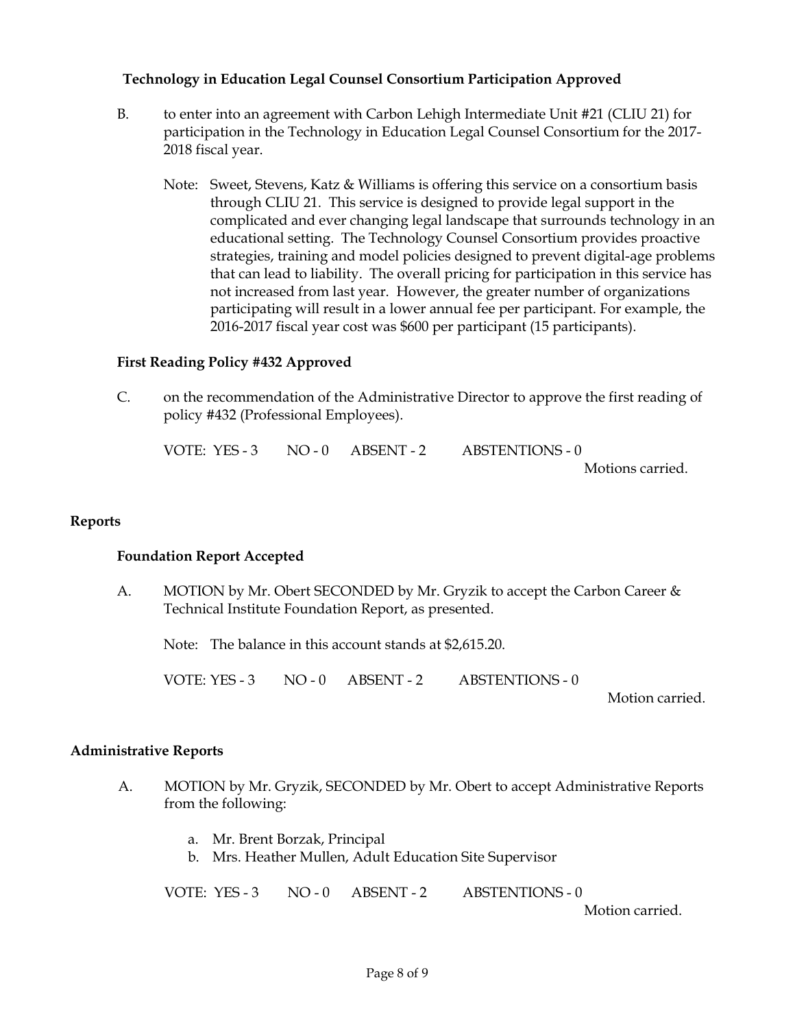**Technology in Education Legal Counsel Consortium Participation Approved**

B. to enter into an agreement with Carbon Lehigh Intermediate Unit #21 (CLIU 21) for participation in the Technology in Education Legal Counsel Consortium for the 2017-2018 fiscal year.

Note: Sweet, Stevens, Katz & Williams is offering this service on a consortium basis through CLIU 21. This service is designed to provide legal support in the complicated and ever changing legal landscape that surrounds technology in an educational setting. The Technology Counsel Consortium provides proactive strategies, training and model policies designed to prevent digital-age problems that can lead to liability. The overall pricing for participation in this service has not increased from last year. However, the greater number of organizations participating will result in a lower annual fee per participant. For example, the 2016-2017 fiscal year cost was $600 per participant (15 participants).

**First Reading Policy #432 Approved**

C. on the recommendation of the Administrative Director to approve the first reading of policy #432 (Professional Employees).

VOTE: YES - 3 NO - 0 ABSENT - 2 ABSTENTIONS - 0

Motions carried.

## Reports

**Foundation Report Accepted**

A. MOTION by Mr. Obert SECONDED by Mr. Gryzik to accept the Carbon Career & Technical Institute Foundation Report, as presented.

Note: The balance in this account stands at $2,615.20.

VOTE: YES - 3 NO - 0 ABSENT - 2 ABSTENTIONS - 0

Motion carried.

## Administrative Reports

A. MOTION by Mr. Gryzik, SECONDED by Mr. Obert to accept Administrative Reports from the following:

a. Mr. Brent Borzak, Principal
b. Mrs. Heather Mullen, Adult Education Site Supervisor

VOTE: YES - 3 NO - 0 ABSENT - 2 ABSTENTIONS - 0

Motion carried.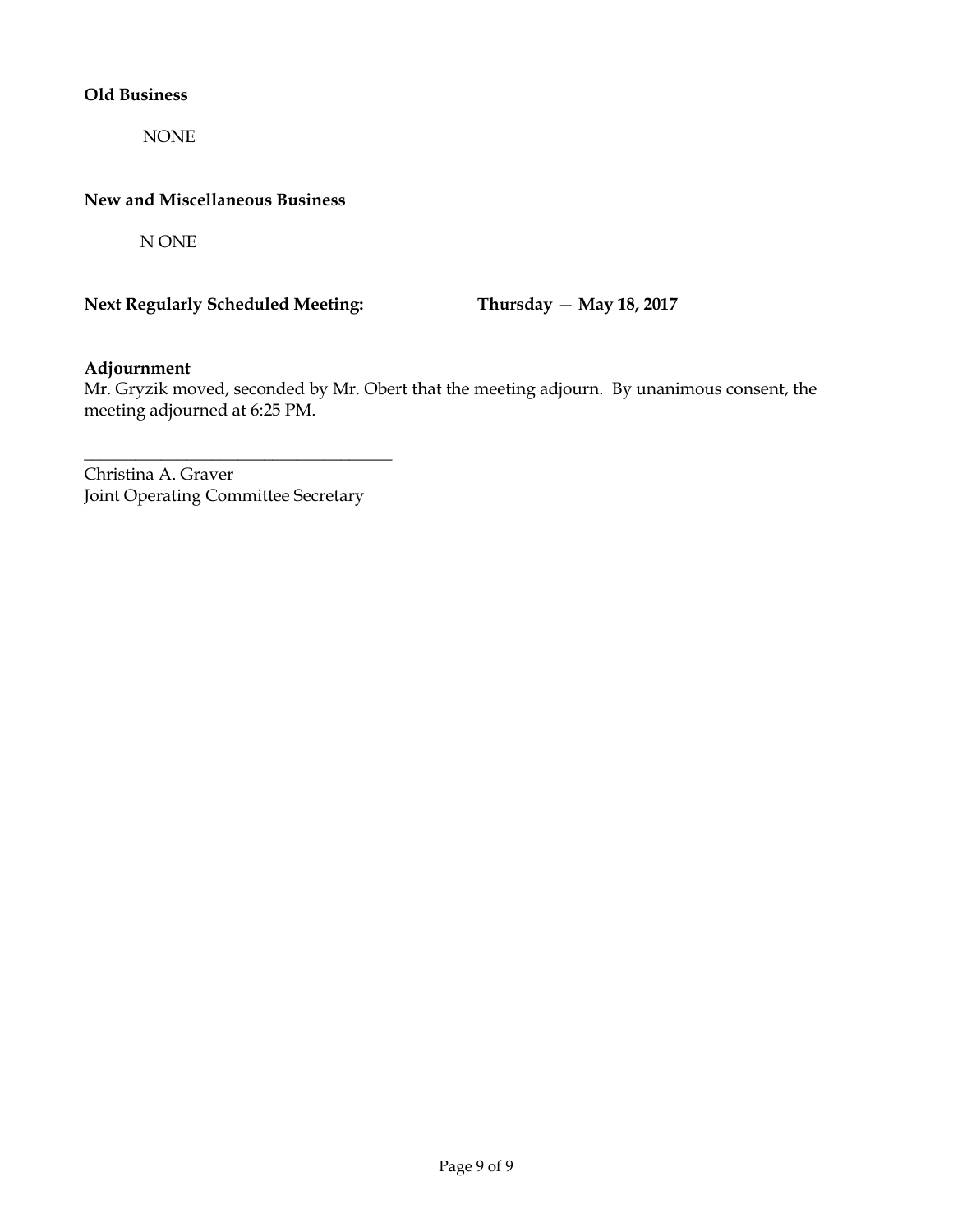**Old Business**

NONE

**New and Miscellaneous Business**

N ONE

**Next Regularly Scheduled Meeting:** **Thursday — May 18, 2017**

**Adjournment**
Mr. Gryzik moved, seconded by Mr. Obert that the meeting adjourn. By unanimous consent, the meeting adjourned at 6:25 PM.

\_\_\_\_\_\_\_\_\_\_\_\_\_\_\_\_\_\_\_\_\_\_\_\_\_\_\_\_\_\_\_\_\_\_\_\_

Christina A. Graver
Joint Operating Committee Secretary